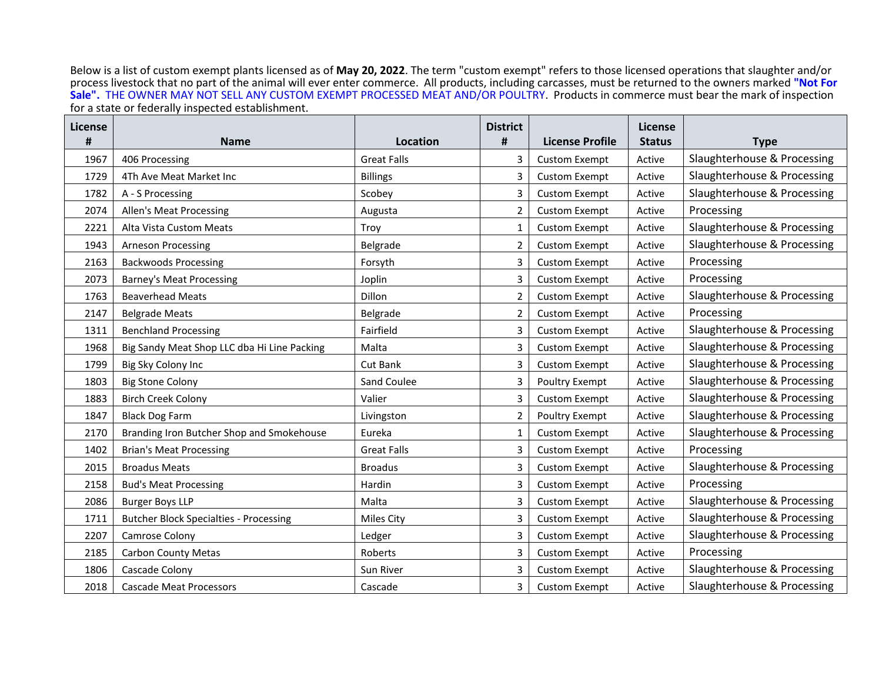Below is a list of custom exempt plants licensed as of **May 20, 2022**. The term "custom exempt" refers to those licensed operations that slaughter and/or process livestock that no part of the animal will ever enter commerce. All products, including carcasses, must be returned to the owners marked **"Not For Sale".** THE OWNER MAY NOT SELL ANY CUSTOM EXEMPT PROCESSED MEAT AND/OR POULTRY. Products in commerce must bear the mark of inspection for a state or federally inspected establishment.

| License # | Name | Location | District # | License Profile | License Status | Type |
|---|---|---|---|---|---|---|
| 1967 | 406 Processing | Great Falls | 3 | Custom Exempt | Active | Slaughterhouse & Processing |
| 1729 | 4Th Ave Meat Market Inc | Billings | 3 | Custom Exempt | Active | Slaughterhouse & Processing |
| 1782 | A - S Processing | Scobey | 3 | Custom Exempt | Active | Slaughterhouse & Processing |
| 2074 | Allen's Meat Processing | Augusta | 2 | Custom Exempt | Active | Processing |
| 2221 | Alta Vista Custom Meats | Troy | 1 | Custom Exempt | Active | Slaughterhouse & Processing |
| 1943 | Arneson Processing | Belgrade | 2 | Custom Exempt | Active | Slaughterhouse & Processing |
| 2163 | Backwoods Processing | Forsyth | 3 | Custom Exempt | Active | Processing |
| 2073 | Barney's Meat Processing | Joplin | 3 | Custom Exempt | Active | Processing |
| 1763 | Beaverhead Meats | Dillon | 2 | Custom Exempt | Active | Slaughterhouse & Processing |
| 2147 | Belgrade Meats | Belgrade | 2 | Custom Exempt | Active | Processing |
| 1311 | Benchland Processing | Fairfield | 3 | Custom Exempt | Active | Slaughterhouse & Processing |
| 1968 | Big Sandy Meat Shop LLC dba Hi Line Packing | Malta | 3 | Custom Exempt | Active | Slaughterhouse & Processing |
| 1799 | Big Sky Colony Inc | Cut Bank | 3 | Custom Exempt | Active | Slaughterhouse & Processing |
| 1803 | Big Stone Colony | Sand Coulee | 3 | Poultry Exempt | Active | Slaughterhouse & Processing |
| 1883 | Birch Creek Colony | Valier | 3 | Custom Exempt | Active | Slaughterhouse & Processing |
| 1847 | Black Dog Farm | Livingston | 2 | Poultry Exempt | Active | Slaughterhouse & Processing |
| 2170 | Branding Iron Butcher Shop and Smokehouse | Eureka | 1 | Custom Exempt | Active | Slaughterhouse & Processing |
| 1402 | Brian's Meat Processing | Great Falls | 3 | Custom Exempt | Active | Processing |
| 2015 | Broadus Meats | Broadus | 3 | Custom Exempt | Active | Slaughterhouse & Processing |
| 2158 | Bud's Meat Processing | Hardin | 3 | Custom Exempt | Active | Processing |
| 2086 | Burger Boys LLP | Malta | 3 | Custom Exempt | Active | Slaughterhouse & Processing |
| 1711 | Butcher Block Specialties - Processing | Miles City | 3 | Custom Exempt | Active | Slaughterhouse & Processing |
| 2207 | Camrose Colony | Ledger | 3 | Custom Exempt | Active | Slaughterhouse & Processing |
| 2185 | Carbon County Metas | Roberts | 3 | Custom Exempt | Active | Processing |
| 1806 | Cascade Colony | Sun River | 3 | Custom Exempt | Active | Slaughterhouse & Processing |
| 2018 | Cascade Meat Processors | Cascade | 3 | Custom Exempt | Active | Slaughterhouse & Processing |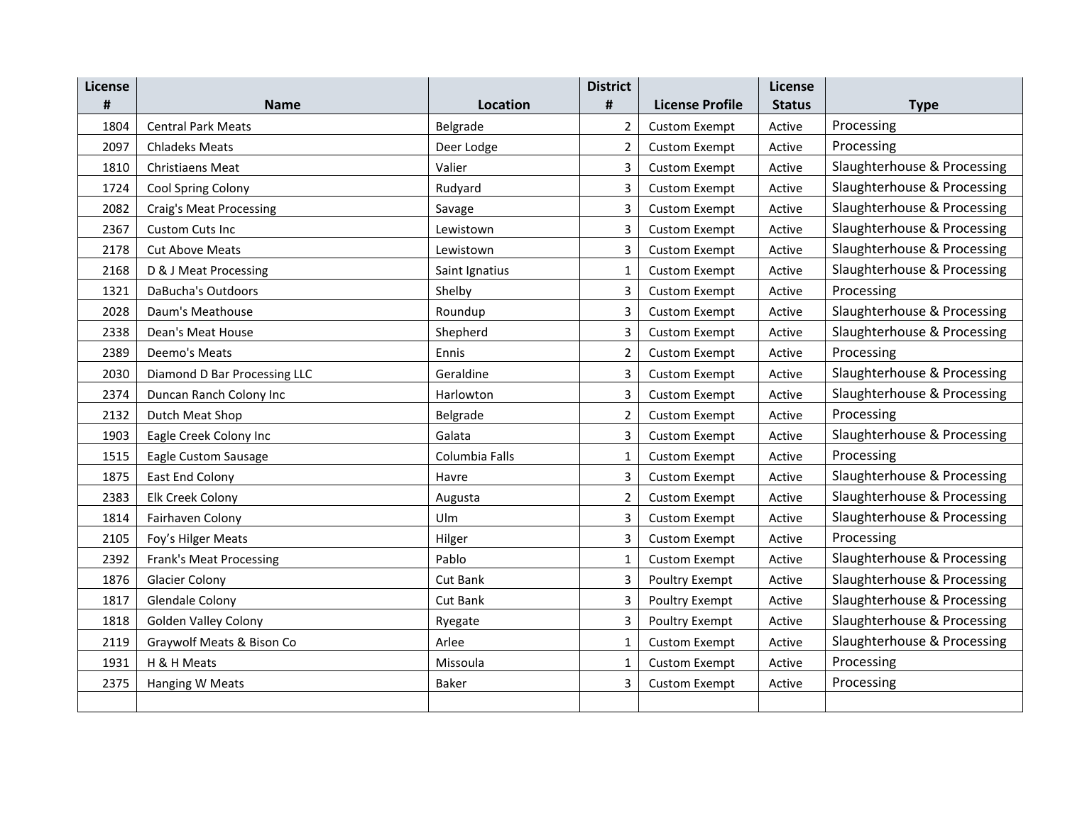| License # | Name | Location | District # | License Profile | License Status | Type |
|---|---|---|---|---|---|---|
| 1804 | Central Park Meats | Belgrade | 2 | Custom Exempt | Active | Processing |
| 2097 | Chladeks Meats | Deer Lodge | 2 | Custom Exempt | Active | Processing |
| 1810 | Christiaens Meat | Valier | 3 | Custom Exempt | Active | Slaughterhouse & Processing |
| 1724 | Cool Spring Colony | Rudyard | 3 | Custom Exempt | Active | Slaughterhouse & Processing |
| 2082 | Craig's Meat Processing | Savage | 3 | Custom Exempt | Active | Slaughterhouse & Processing |
| 2367 | Custom Cuts Inc | Lewistown | 3 | Custom Exempt | Active | Slaughterhouse & Processing |
| 2178 | Cut Above Meats | Lewistown | 3 | Custom Exempt | Active | Slaughterhouse & Processing |
| 2168 | D & J Meat Processing | Saint Ignatius | 1 | Custom Exempt | Active | Slaughterhouse & Processing |
| 1321 | DaBucha's Outdoors | Shelby | 3 | Custom Exempt | Active | Processing |
| 2028 | Daum's Meathouse | Roundup | 3 | Custom Exempt | Active | Slaughterhouse & Processing |
| 2338 | Dean's Meat House | Shepherd | 3 | Custom Exempt | Active | Slaughterhouse & Processing |
| 2389 | Deemo's Meats | Ennis | 2 | Custom Exempt | Active | Processing |
| 2030 | Diamond D Bar Processing LLC | Geraldine | 3 | Custom Exempt | Active | Slaughterhouse & Processing |
| 2374 | Duncan Ranch Colony Inc | Harlowton | 3 | Custom Exempt | Active | Slaughterhouse & Processing |
| 2132 | Dutch Meat Shop | Belgrade | 2 | Custom Exempt | Active | Processing |
| 1903 | Eagle Creek Colony Inc | Galata | 3 | Custom Exempt | Active | Slaughterhouse & Processing |
| 1515 | Eagle Custom Sausage | Columbia Falls | 1 | Custom Exempt | Active | Processing |
| 1875 | East End Colony | Havre | 3 | Custom Exempt | Active | Slaughterhouse & Processing |
| 2383 | Elk Creek Colony | Augusta | 2 | Custom Exempt | Active | Slaughterhouse & Processing |
| 1814 | Fairhaven Colony | Ulm | 3 | Custom Exempt | Active | Slaughterhouse & Processing |
| 2105 | Foy’s Hilger Meats | Hilger | 3 | Custom Exempt | Active | Processing |
| 2392 | Frank's Meat Processing | Pablo | 1 | Custom Exempt | Active | Slaughterhouse & Processing |
| 1876 | Glacier Colony | Cut Bank | 3 | Poultry Exempt | Active | Slaughterhouse & Processing |
| 1817 | Glendale Colony | Cut Bank | 3 | Poultry Exempt | Active | Slaughterhouse & Processing |
| 1818 | Golden Valley Colony | Ryegate | 3 | Poultry Exempt | Active | Slaughterhouse & Processing |
| 2119 | Graywolf Meats & Bison Co | Arlee | 1 | Custom Exempt | Active | Slaughterhouse & Processing |
| 1931 | H & H Meats | Missoula | 1 | Custom Exempt | Active | Processing |
| 2375 | Hanging W Meats | Baker | 3 | Custom Exempt | Active | Processing |
| | | | | | | |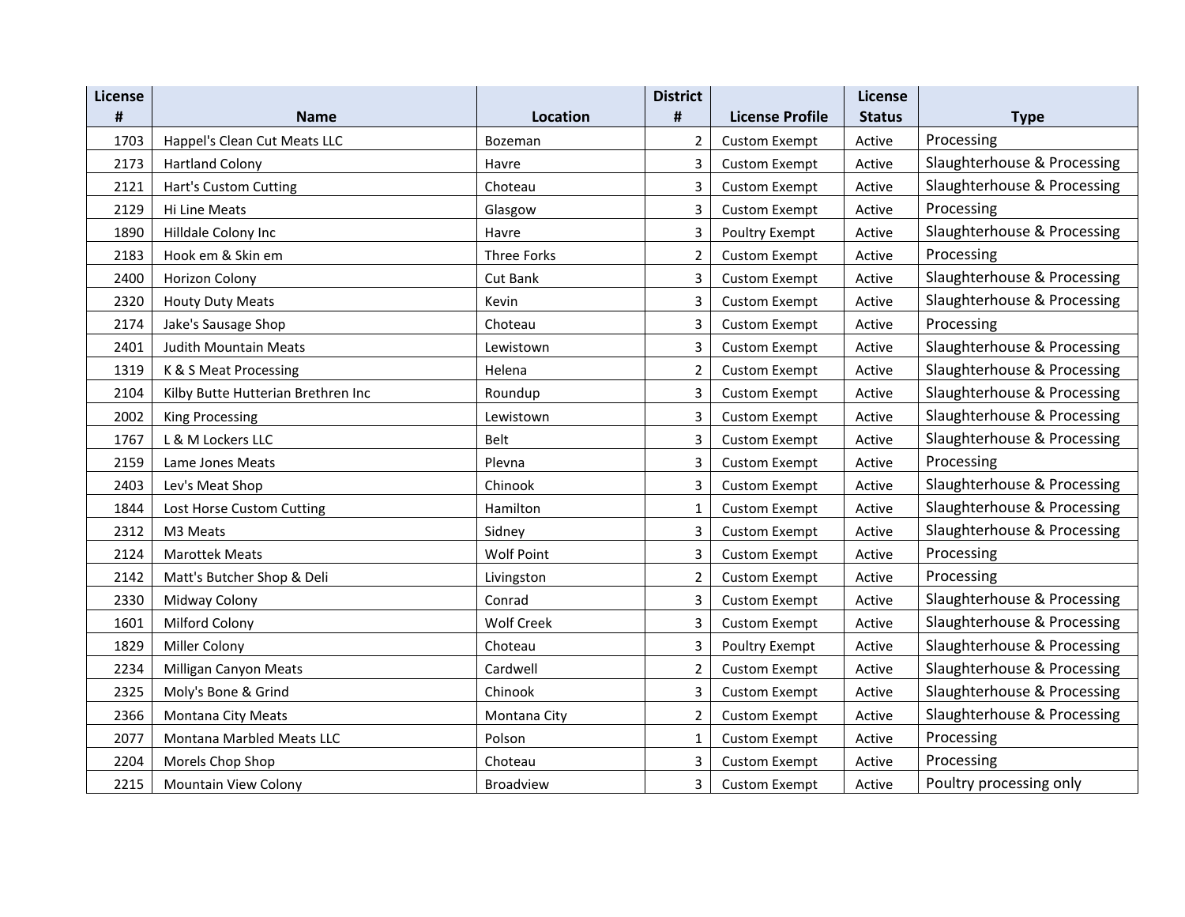| License # | Name | Location | District # | License Profile | License Status | Type |
|---|---|---|---|---|---|---|
| 1703 | Happel's Clean Cut Meats LLC | Bozeman | 2 | Custom Exempt | Active | Processing |
| 2173 | Hartland Colony | Havre | 3 | Custom Exempt | Active | Slaughterhouse & Processing |
| 2121 | Hart's Custom Cutting | Choteau | 3 | Custom Exempt | Active | Slaughterhouse & Processing |
| 2129 | Hi Line Meats | Glasgow | 3 | Custom Exempt | Active | Processing |
| 1890 | Hilldale Colony Inc | Havre | 3 | Poultry Exempt | Active | Slaughterhouse & Processing |
| 2183 | Hook em & Skin em | Three Forks | 2 | Custom Exempt | Active | Processing |
| 2400 | Horizon Colony | Cut Bank | 3 | Custom Exempt | Active | Slaughterhouse & Processing |
| 2320 | Houty Duty Meats | Kevin | 3 | Custom Exempt | Active | Slaughterhouse & Processing |
| 2174 | Jake's Sausage Shop | Choteau | 3 | Custom Exempt | Active | Processing |
| 2401 | Judith Mountain Meats | Lewistown | 3 | Custom Exempt | Active | Slaughterhouse & Processing |
| 1319 | K & S Meat Processing | Helena | 2 | Custom Exempt | Active | Slaughterhouse & Processing |
| 2104 | Kilby Butte Hutterian Brethren Inc | Roundup | 3 | Custom Exempt | Active | Slaughterhouse & Processing |
| 2002 | King Processing | Lewistown | 3 | Custom Exempt | Active | Slaughterhouse & Processing |
| 1767 | L & M Lockers LLC | Belt | 3 | Custom Exempt | Active | Slaughterhouse & Processing |
| 2159 | Lame Jones Meats | Plevna | 3 | Custom Exempt | Active | Processing |
| 2403 | Lev's Meat Shop | Chinook | 3 | Custom Exempt | Active | Slaughterhouse & Processing |
| 1844 | Lost Horse Custom Cutting | Hamilton | 1 | Custom Exempt | Active | Slaughterhouse & Processing |
| 2312 | M3 Meats | Sidney | 3 | Custom Exempt | Active | Slaughterhouse & Processing |
| 2124 | Marottek Meats | Wolf Point | 3 | Custom Exempt | Active | Processing |
| 2142 | Matt's Butcher Shop & Deli | Livingston | 2 | Custom Exempt | Active | Processing |
| 2330 | Midway Colony | Conrad | 3 | Custom Exempt | Active | Slaughterhouse & Processing |
| 1601 | Milford Colony | Wolf Creek | 3 | Custom Exempt | Active | Slaughterhouse & Processing |
| 1829 | Miller Colony | Choteau | 3 | Poultry Exempt | Active | Slaughterhouse & Processing |
| 2234 | Milligan Canyon Meats | Cardwell | 2 | Custom Exempt | Active | Slaughterhouse & Processing |
| 2325 | Moly's Bone & Grind | Chinook | 3 | Custom Exempt | Active | Slaughterhouse & Processing |
| 2366 | Montana City Meats | Montana City | 2 | Custom Exempt | Active | Slaughterhouse & Processing |
| 2077 | Montana Marbled Meats LLC | Polson | 1 | Custom Exempt | Active | Processing |
| 2204 | Morels Chop Shop | Choteau | 3 | Custom Exempt | Active | Processing |
| 2215 | Mountain View Colony | Broadview | 3 | Custom Exempt | Active | Poultry processing only |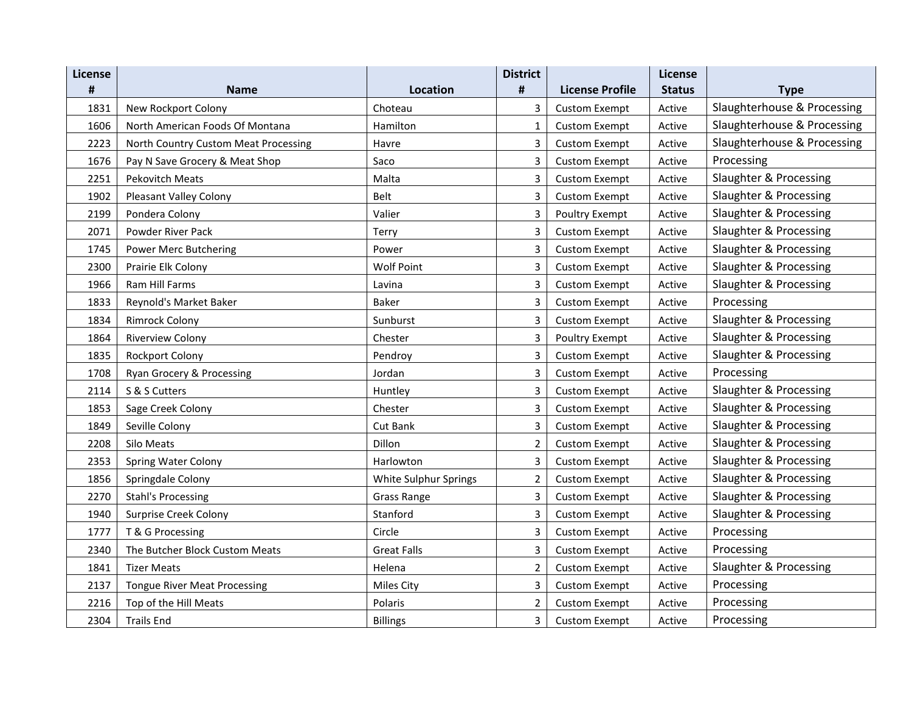| License # | Name | Location | District # | License Profile | License Status | Type |
|---|---|---|---|---|---|---|
| 1831 | New Rockport Colony | Choteau | 3 | Custom Exempt | Active | Slaughterhouse & Processing |
| 1606 | North American Foods Of Montana | Hamilton | 1 | Custom Exempt | Active | Slaughterhouse & Processing |
| 2223 | North Country Custom Meat Processing | Havre | 3 | Custom Exempt | Active | Slaughterhouse & Processing |
| 1676 | Pay N Save Grocery & Meat Shop | Saco | 3 | Custom Exempt | Active | Processing |
| 2251 | Pekovitch Meats | Malta | 3 | Custom Exempt | Active | Slaughter & Processing |
| 1902 | Pleasant Valley Colony | Belt | 3 | Custom Exempt | Active | Slaughter & Processing |
| 2199 | Pondera Colony | Valier | 3 | Poultry Exempt | Active | Slaughter & Processing |
| 2071 | Powder River Pack | Terry | 3 | Custom Exempt | Active | Slaughter & Processing |
| 1745 | Power Merc Butchering | Power | 3 | Custom Exempt | Active | Slaughter & Processing |
| 2300 | Prairie Elk Colony | Wolf Point | 3 | Custom Exempt | Active | Slaughter & Processing |
| 1966 | Ram Hill Farms | Lavina | 3 | Custom Exempt | Active | Slaughter & Processing |
| 1833 | Reynold's Market Baker | Baker | 3 | Custom Exempt | Active | Processing |
| 1834 | Rimrock Colony | Sunburst | 3 | Custom Exempt | Active | Slaughter & Processing |
| 1864 | Riverview Colony | Chester | 3 | Poultry Exempt | Active | Slaughter & Processing |
| 1835 | Rockport Colony | Pendroy | 3 | Custom Exempt | Active | Slaughter & Processing |
| 1708 | Ryan Grocery & Processing | Jordan | 3 | Custom Exempt | Active | Processing |
| 2114 | S & S Cutters | Huntley | 3 | Custom Exempt | Active | Slaughter & Processing |
| 1853 | Sage Creek Colony | Chester | 3 | Custom Exempt | Active | Slaughter & Processing |
| 1849 | Seville Colony | Cut Bank | 3 | Custom Exempt | Active | Slaughter & Processing |
| 2208 | Silo Meats | Dillon | 2 | Custom Exempt | Active | Slaughter & Processing |
| 2353 | Spring Water Colony | Harlowton | 3 | Custom Exempt | Active | Slaughter & Processing |
| 1856 | Springdale Colony | White Sulphur Springs | 2 | Custom Exempt | Active | Slaughter & Processing |
| 2270 | Stahl's Processing | Grass Range | 3 | Custom Exempt | Active | Slaughter & Processing |
| 1940 | Surprise Creek Colony | Stanford | 3 | Custom Exempt | Active | Slaughter & Processing |
| 1777 | T & G Processing | Circle | 3 | Custom Exempt | Active | Processing |
| 2340 | The Butcher Block Custom Meats | Great Falls | 3 | Custom Exempt | Active | Processing |
| 1841 | Tizer Meats | Helena | 2 | Custom Exempt | Active | Slaughter & Processing |
| 2137 | Tongue River Meat Processing | Miles City | 3 | Custom Exempt | Active | Processing |
| 2216 | Top of the Hill Meats | Polaris | 2 | Custom Exempt | Active | Processing |
| 2304 | Trails End | Billings | 3 | Custom Exempt | Active | Processing |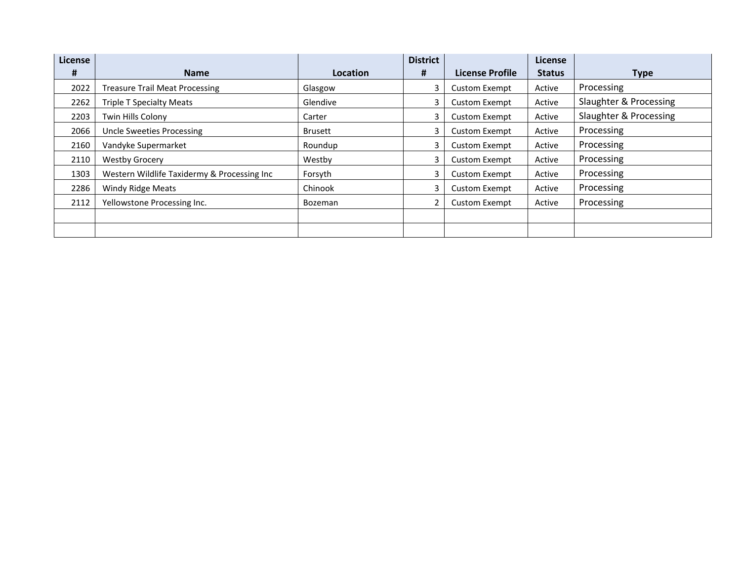| License # | Name | Location | District # | License Profile | License Status | Type |
|---|---|---|---|---|---|---|
| 2022 | Treasure Trail Meat Processing | Glasgow | 3 | Custom Exempt | Active | Processing |
| 2262 | Triple T Specialty Meats | Glendive | 3 | Custom Exempt | Active | Slaughter & Processing |
| 2203 | Twin Hills Colony | Carter | 3 | Custom Exempt | Active | Slaughter & Processing |
| 2066 | Uncle Sweeties Processing | Brusett | 3 | Custom Exempt | Active | Processing |
| 2160 | Vandyke Supermarket | Roundup | 3 | Custom Exempt | Active | Processing |
| 2110 | Westby Grocery | Westby | 3 | Custom Exempt | Active | Processing |
| 1303 | Western Wildlife Taxidermy & Processing Inc | Forsyth | 3 | Custom Exempt | Active | Processing |
| 2286 | Windy Ridge Meats | Chinook | 3 | Custom Exempt | Active | Processing |
| 2112 | Yellowstone Processing Inc. | Bozeman | 2 | Custom Exempt | Active | Processing |
| | | | | | | |
| | | | | | | |